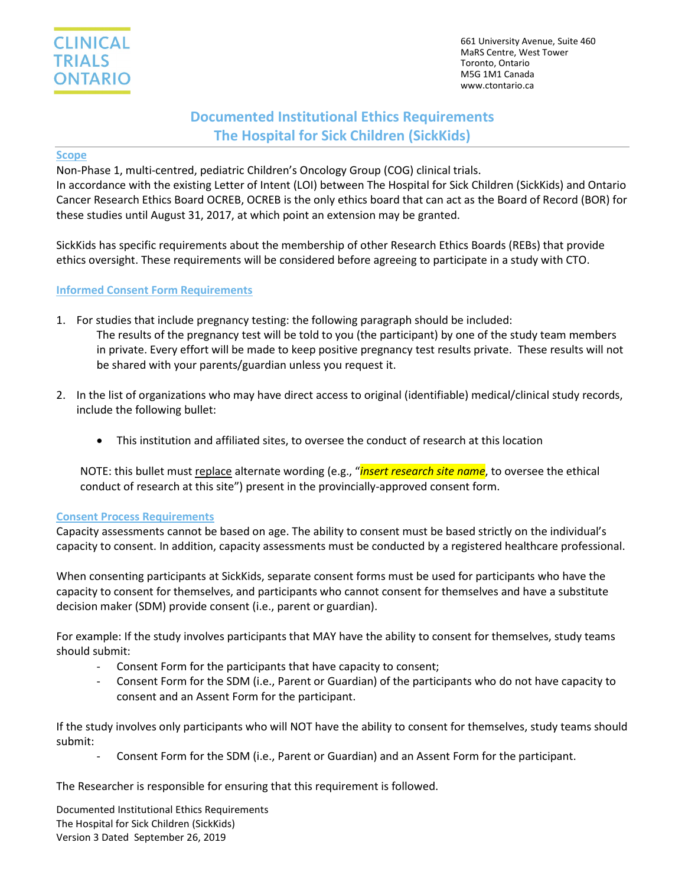CLINICAL TRIALS ONTARIO

661 University Avenue, Suite 460
MaRS Centre, West Tower
Toronto, Ontario
M5G 1M1 Canada
www.ctontario.ca

# Documented Institutional Ethics Requirements
# The Hospital for Sick Children (SickKids)

## Scope

Non-Phase 1, multi-centred, pediatric Children's Oncology Group (COG) clinical trials.
In accordance with the existing Letter of Intent (LOI) between The Hospital for Sick Children (SickKids) and Ontario Cancer Research Ethics Board OCREB, OCREB is the only ethics board that can act as the Board of Record (BOR) for these studies until August 31, 2017, at which point an extension may be granted.

SickKids has specific requirements about the membership of other Research Ethics Boards (REBs) that provide ethics oversight. These requirements will be considered before agreeing to participate in a study with CTO.

## Informed Consent Form Requirements

1. For studies that include pregnancy testing: the following paragraph should be included:
   The results of the pregnancy test will be told to you (the participant) by one of the study team members in private. Every effort will be made to keep positive pregnancy test results private. These results will not be shared with your parents/guardian unless you request it.

2. In the list of organizations who may have direct access to original (identifiable) medical/clinical study records, include the following bullet:

   - This institution and affiliated sites, to oversee the conduct of research at this location

   NOTE: this bullet must replace alternate wording (e.g., "*insert research site name*, to oversee the ethical conduct of research at this site") present in the provincially-approved consent form.

## Consent Process Requirements

Capacity assessments cannot be based on age. The ability to consent must be based strictly on the individual's capacity to consent. In addition, capacity assessments must be conducted by a registered healthcare professional.

When consenting participants at SickKids, separate consent forms must be used for participants who have the capacity to consent for themselves, and participants who cannot consent for themselves and have a substitute decision maker (SDM) provide consent (i.e., parent or guardian).

For example: If the study involves participants that MAY have the ability to consent for themselves, study teams should submit:

- Consent Form for the participants that have capacity to consent;
- Consent Form for the SDM (i.e., Parent or Guardian) of the participants who do not have capacity to consent and an Assent Form for the participant.

If the study involves only participants who will NOT have the ability to consent for themselves, study teams should submit:

- Consent Form for the SDM (i.e., Parent or Guardian) and an Assent Form for the participant.

The Researcher is responsible for ensuring that this requirement is followed.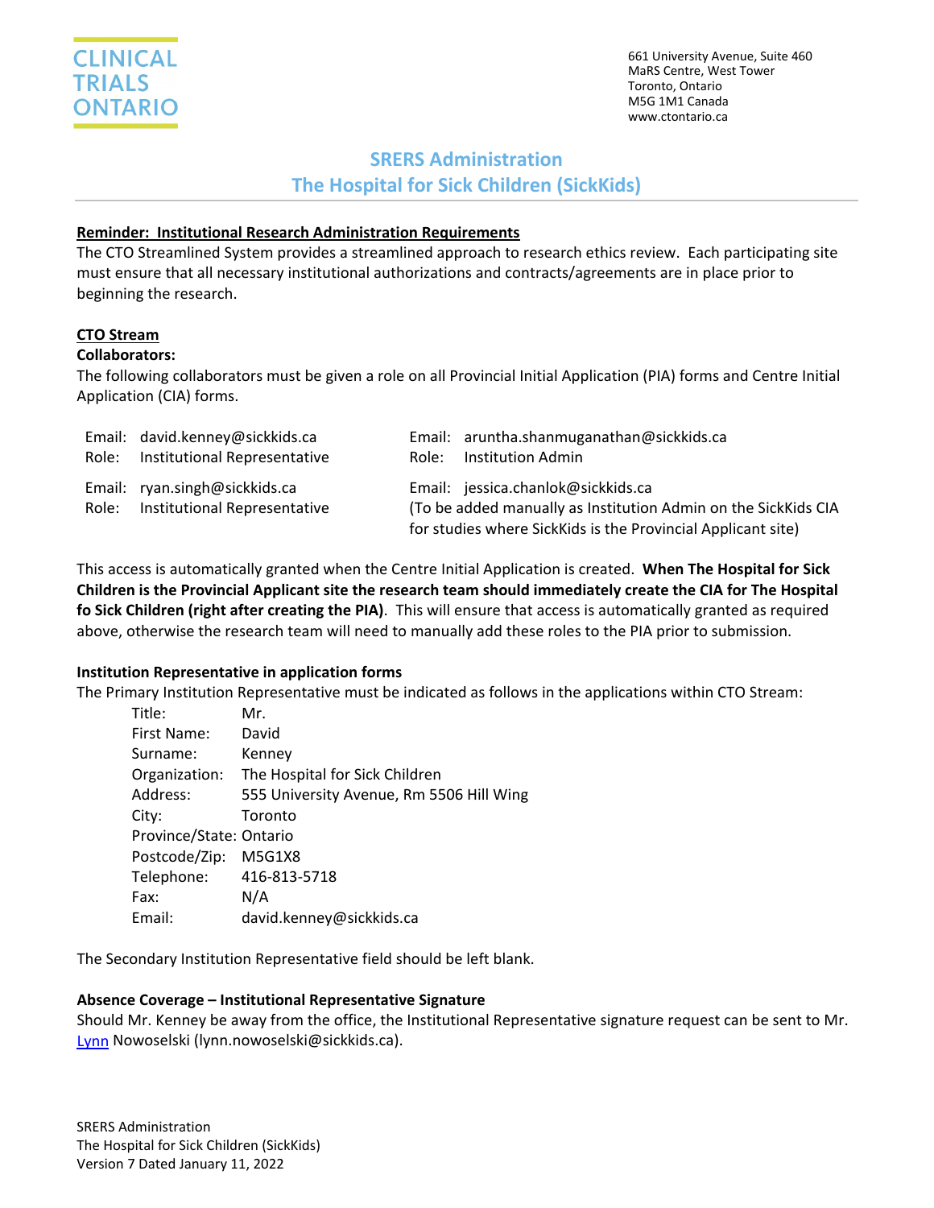CLINICAL TRIALS ONTARIO

661 University Avenue, Suite 460
MaRS Centre, West Tower
Toronto, Ontario
M5G 1M1 Canada
www.ctontario.ca

# SRERS Administration
# The Hospital for Sick Children (SickKids)

**Reminder: Institutional Research Administration Requirements**

The CTO Streamlined System provides a streamlined approach to research ethics review. Each participating site must ensure that all necessary institutional authorizations and contracts/agreements are in place prior to beginning the research.

**CTO Stream**

**Collaborators:**

The following collaborators must be given a role on all Provincial Initial Application (PIA) forms and Centre Initial Application (CIA) forms.

Email: david.kenney@sickkids.ca
Role: Institutional Representative

Email: aruntha.shanmuganathan@sickkids.ca
Role: Institution Admin

Email: ryan.singh@sickkids.ca
Role: Institutional Representative

Email: jessica.chanlok@sickkids.ca
(To be added manually as Institution Admin on the SickKids CIA for studies where SickKids is the Provincial Applicant site)

This access is automatically granted when the Centre Initial Application is created. **When The Hospital for Sick Children is the Provincial Applicant site the research team should immediately create the CIA for The Hospital fo Sick Children (right after creating the PIA)**. This will ensure that access is automatically granted as required above, otherwise the research team will need to manually add these roles to the PIA prior to submission.

**Institution Representative in application forms**

The Primary Institution Representative must be indicated as follows in the applications within CTO Stream:

| | |
|---|---|
| Title: | Mr. |
| First Name: | David |
| Surname: | Kenney |
| Organization: | The Hospital for Sick Children |
| Address: | 555 University Avenue, Rm 5506 Hill Wing |
| City: | Toronto |
| Province/State: | Ontario |
| Postcode/Zip: | M5G1X8 |
| Telephone: | 416-813-5718 |
| Fax: | N/A |
| Email: | david.kenney@sickkids.ca |

The Secondary Institution Representative field should be left blank.

**Absence Coverage – Institutional Representative Signature**

Should Mr. Kenney be away from the office, the Institutional Representative signature request can be sent to Mr. Lynn Nowoselski (lynn.nowoselski@sickkids.ca).

SRERS Administration
The Hospital for Sick Children (SickKids)
Version 7 Dated January 11, 2022